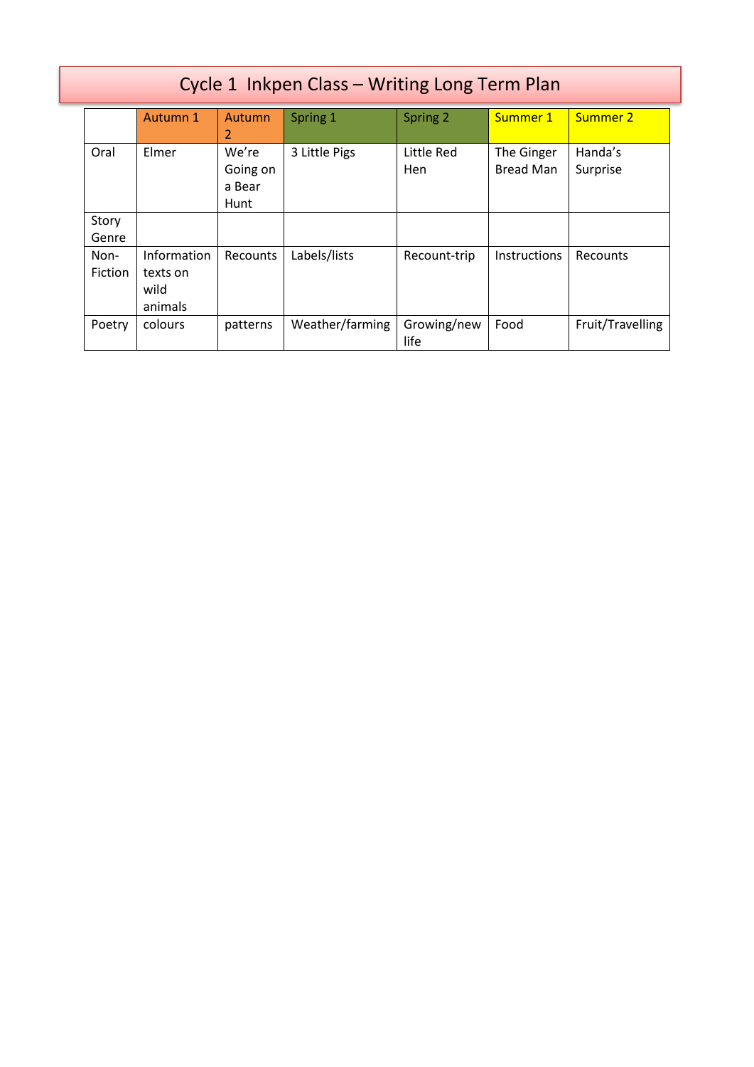# Cycle 1 Inkpen Class – Writing Long Term Plan

| | Autumn 1 | Autumn 2 | Spring 1 | Spring 2 | Summer 1 | Summer 2 |
|---|---|---|---|---|---|---|
| Oral | Elmer | We're Going on a Bear Hunt | 3 Little Pigs | Little Red Hen | The Ginger Bread Man | Handa's Surprise |
| Story Genre | | | | | | |
| Non-Fiction | Information texts on wild animals | Recounts | Labels/lists | Recount-trip | Instructions | Recounts |
| Poetry | colours | patterns | Weather/farming | Growing/new life | Food | Fruit/Travelling |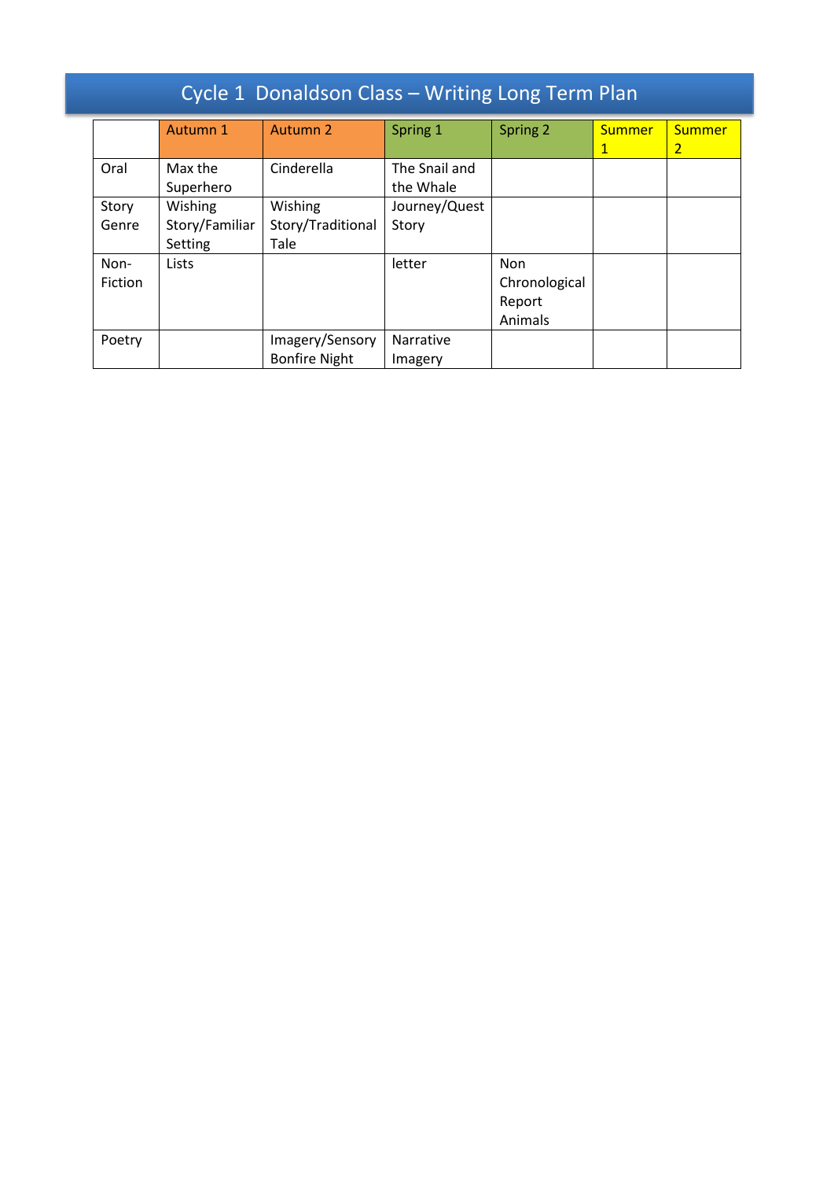# Cycle 1 Donaldson Class – Writing Long Term Plan

| | Autumn 1 | Autumn 2 | Spring 1 | Spring 2 | Summer 1 | Summer 2 |
|---|---|---|---|---|---|---|
| Oral | Max the Superhero | Cinderella | The Snail and the Whale | | | |
| Story Genre | Wishing Story/Familiar Setting | Wishing Story/Traditional Tale | Journey/Quest Story | | | |
| Non-Fiction | Lists | | letter | Non Chronological Report Animals | | |
| Poetry | | Imagery/Sensory Bonfire Night | Narrative Imagery | | | |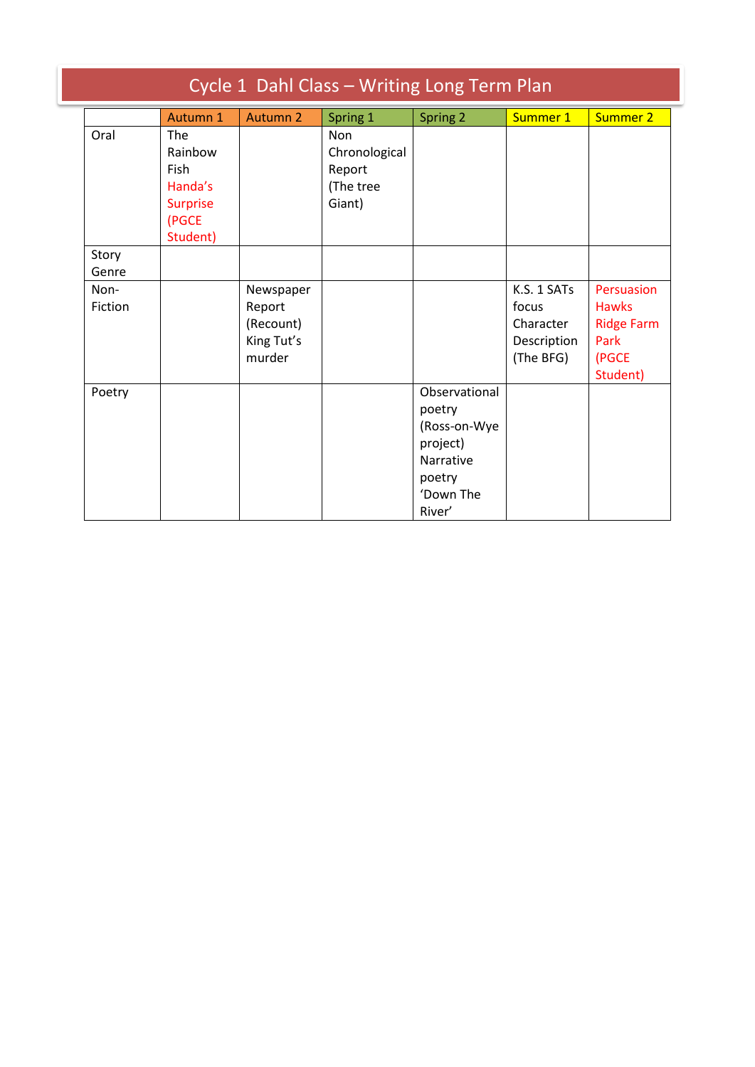# Cycle 1 Dahl Class – Writing Long Term Plan

| | Autumn 1 | Autumn 2 | Spring 1 | Spring 2 | Summer 1 | Summer 2 |
|---|---|---|---|---|---|---|
| Oral | The Rainbow Fish Handa's Surprise (PGCE Student) | | Non Chronological Report (The tree Giant) | | | |
| Story Genre | | | | | | |
| Non-Fiction | | Newspaper Report (Recount) King Tut's murder | | | K.S. 1 SATs focus Character Description (The BFG) | Persuasion Hawks Ridge Farm Park (PGCE Student) |
| Poetry | | | | Observational poetry (Ross-on-Wye project) Narrative poetry 'Down The River' | | |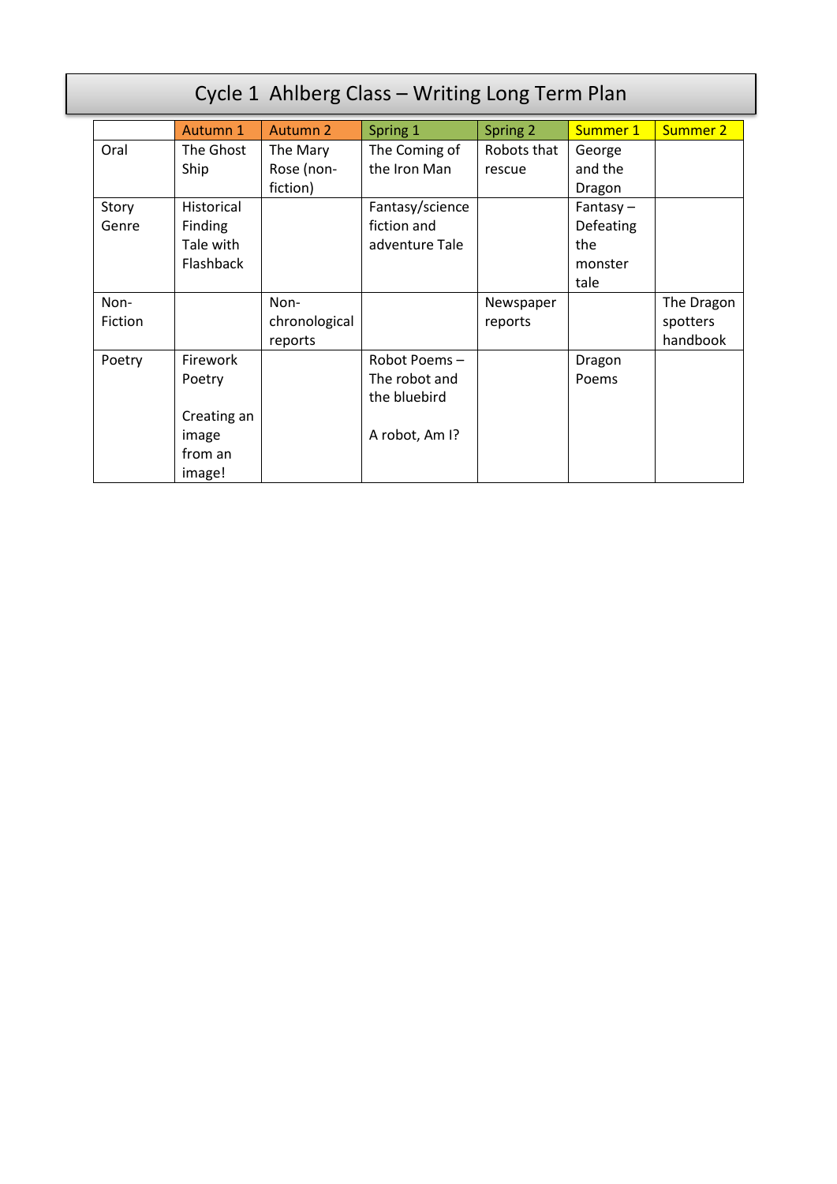# Cycle 1 Ahlberg Class – Writing Long Term Plan

| | Autumn 1 | Autumn 2 | Spring 1 | Spring 2 | Summer 1 | Summer 2 |
|---|---|---|---|---|---|---|
| Oral | The Ghost Ship | The Mary Rose (non-fiction) | The Coming of the Iron Man | Robots that rescue | George and the Dragon | |
| Story Genre | Historical Finding Tale with Flashback | | Fantasy/science fiction and adventure Tale | | Fantasy – Defeating the monster tale | |
| Non-Fiction | | Non-chronological reports | | Newspaper reports | | The Dragon spotters handbook |
| Poetry | Firework Poetry<br><br>Creating an image from an image! | | Robot Poems – The robot and the bluebird<br><br>A robot, Am I? | | Dragon Poems | |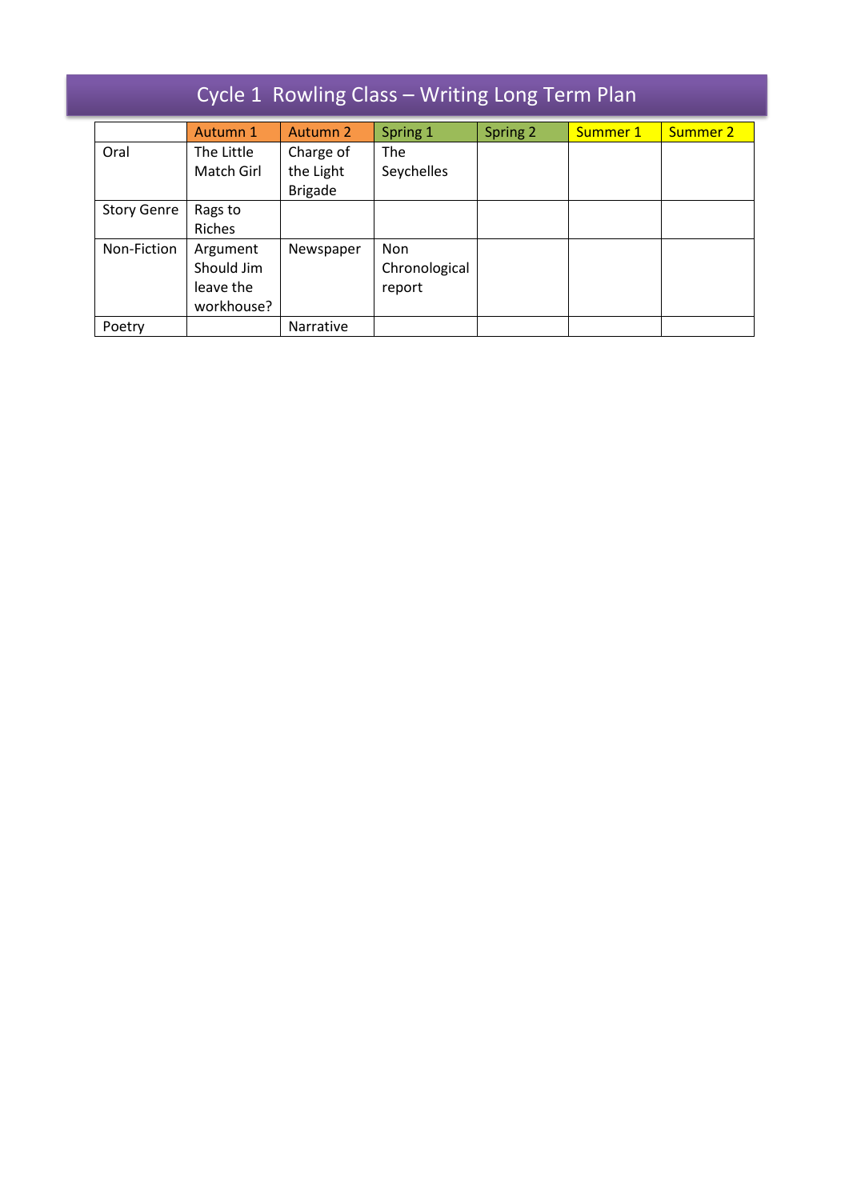# Cycle 1 Rowling Class – Writing Long Term Plan

| | Autumn 1 | Autumn 2 | Spring 1 | Spring 2 | Summer 1 | Summer 2 |
|---|---|---|---|---|---|---|
| Oral | The Little Match Girl | Charge of the Light Brigade | The Seychelles | | | |
| Story Genre | Rags to Riches | | | | | |
| Non-Fiction | Argument Should Jim leave the workhouse? | Newspaper | Non Chronological report | | | |
| Poetry | | Narrative | | | | |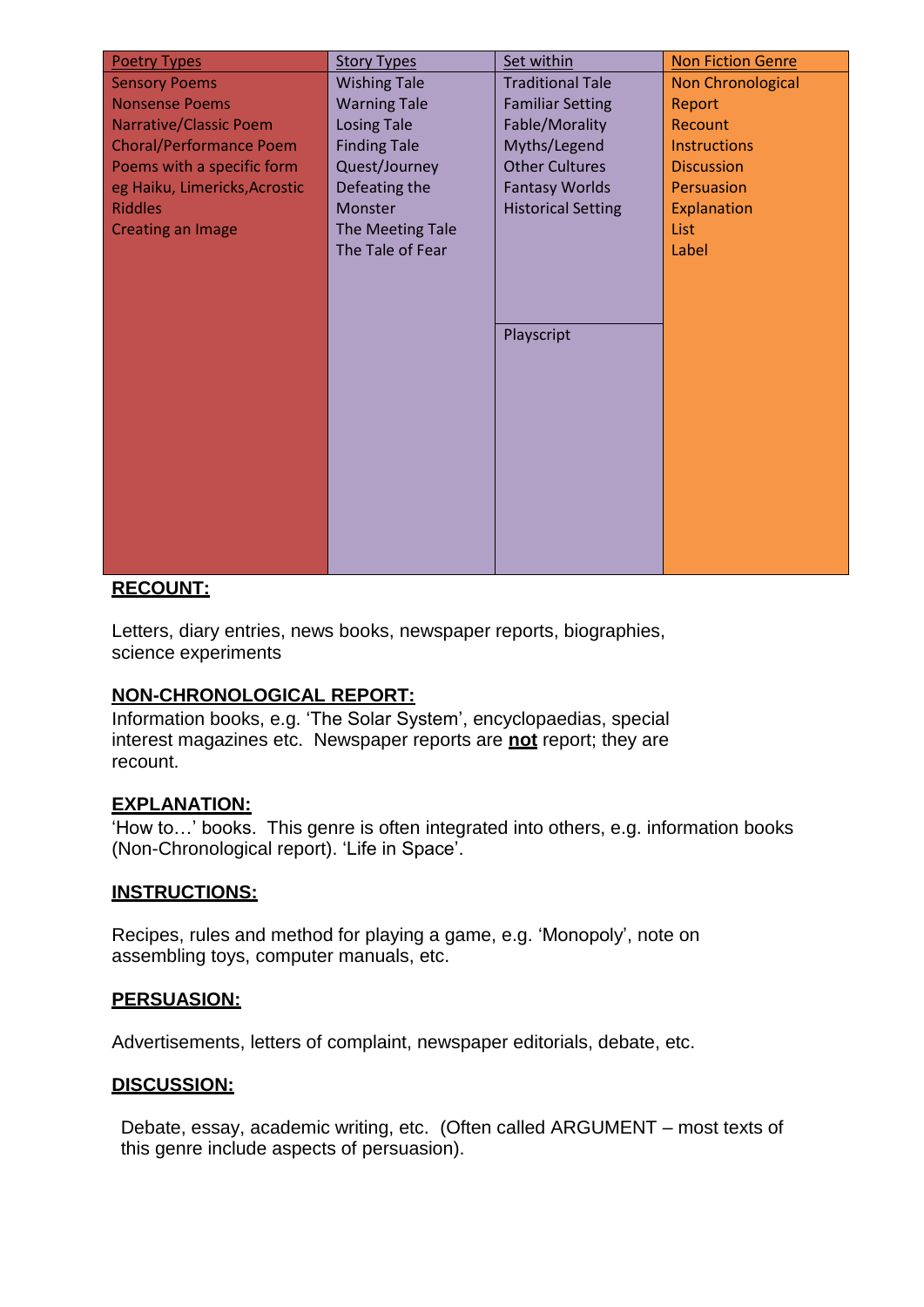| Poetry Types | Story Types | Set within | Non Fiction Genre |
|---|---|---|---|
| Sensory Poems | Wishing Tale | Traditional Tale | Non Chronological |
| Nonsense Poems | Warning Tale | Familiar Setting | Report |
| Narrative/Classic Poem | Losing Tale | Fable/Morality | Recount |
| Choral/Performance Poem | Finding Tale | Myths/Legend | Instructions |
| Poems with a specific form | Quest/Journey | Other Cultures | Discussion |
| eg Haiku, Limericks,Acrostic | Defeating the | Fantasy Worlds | Persuasion |
| Riddles | Monster | Historical Setting | Explanation |
| Creating an Image | The Meeting Tale | | List |
| | The Tale of Fear | | Label |
| | | Playscript | |

**RECOUNT:**

Letters, diary entries, news books, newspaper reports, biographies, science experiments

**NON-CHRONOLOGICAL REPORT:**

Information books, e.g. 'The Solar System', encyclopaedias, special interest magazines etc. Newspaper reports are **not** report; they are recount.

**EXPLANATION:**

'How to…' books. This genre is often integrated into others, e.g. information books (Non-Chronological report). 'Life in Space'.

**INSTRUCTIONS:**

Recipes, rules and method for playing a game, e.g. 'Monopoly', note on assembling toys, computer manuals, etc.

**PERSUASION:**

Advertisements, letters of complaint, newspaper editorials, debate, etc.

**DISCUSSION:**

Debate, essay, academic writing, etc. (Often called ARGUMENT – most texts of this genre include aspects of persuasion).